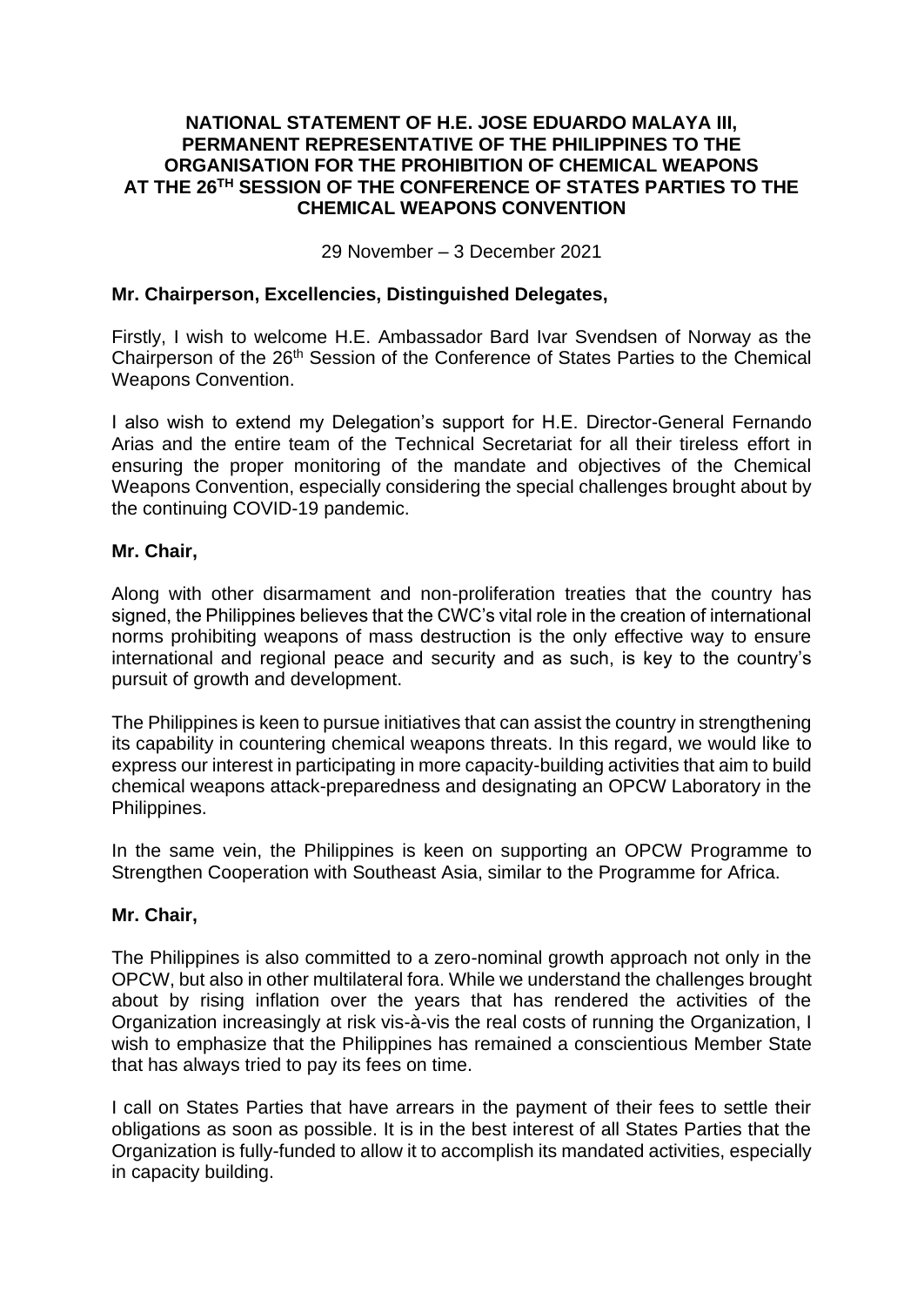# NATIONAL STATEMENT OF H.E. JOSE EDUARDO MALAYA III, PERMANENT REPRESENTATIVE OF THE PHILIPPINES TO THE ORGANISATION FOR THE PROHIBITION OF CHEMICAL WEAPONS AT THE 26TH SESSION OF THE CONFERENCE OF STATES PARTIES TO THE CHEMICAL WEAPONS CONVENTION

29 November – 3 December 2021

**Mr. Chairperson, Excellencies, Distinguished Delegates,**

Firstly, I wish to welcome H.E. Ambassador Bard Ivar Svendsen of Norway as the Chairperson of the 26th Session of the Conference of States Parties to the Chemical Weapons Convention.

I also wish to extend my Delegation's support for H.E. Director-General Fernando Arias and the entire team of the Technical Secretariat for all their tireless effort in ensuring the proper monitoring of the mandate and objectives of the Chemical Weapons Convention, especially considering the special challenges brought about by the continuing COVID-19 pandemic.

**Mr. Chair,**

Along with other disarmament and non-proliferation treaties that the country has signed, the Philippines believes that the CWC's vital role in the creation of international norms prohibiting weapons of mass destruction is the only effective way to ensure international and regional peace and security and as such, is key to the country's pursuit of growth and development.

The Philippines is keen to pursue initiatives that can assist the country in strengthening its capability in countering chemical weapons threats. In this regard, we would like to express our interest in participating in more capacity-building activities that aim to build chemical weapons attack-preparedness and designating an OPCW Laboratory in the Philippines.

In the same vein, the Philippines is keen on supporting an OPCW Programme to Strengthen Cooperation with Southeast Asia, similar to the Programme for Africa.

**Mr. Chair,**

The Philippines is also committed to a zero-nominal growth approach not only in the OPCW, but also in other multilateral fora. While we understand the challenges brought about by rising inflation over the years that has rendered the activities of the Organization increasingly at risk vis-à-vis the real costs of running the Organization, I wish to emphasize that the Philippines has remained a conscientious Member State that has always tried to pay its fees on time.

I call on States Parties that have arrears in the payment of their fees to settle their obligations as soon as possible. It is in the best interest of all States Parties that the Organization is fully-funded to allow it to accomplish its mandated activities, especially in capacity building.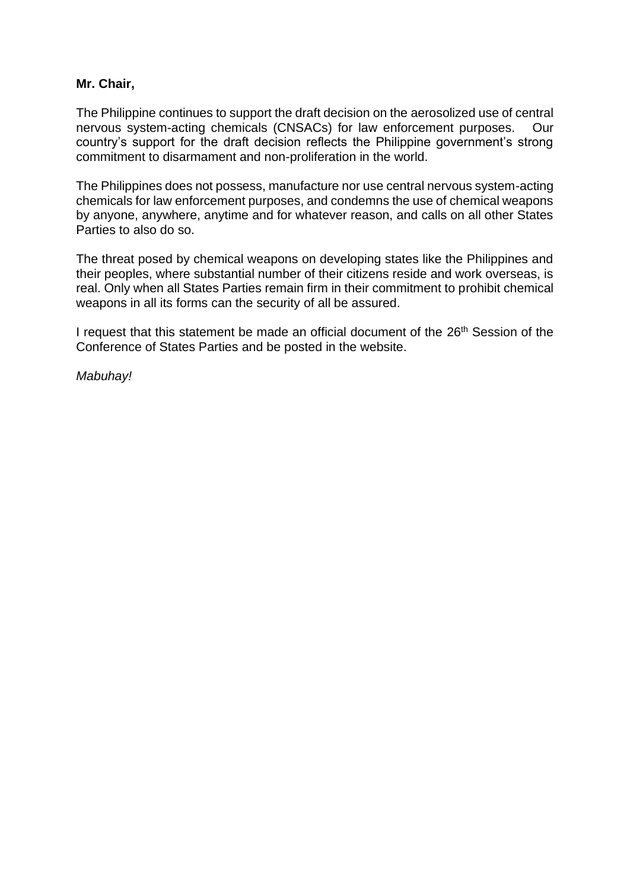**Mr. Chair,**

The Philippine continues to support the draft decision on the aerosolized use of central nervous system-acting chemicals (CNSACs) for law enforcement purposes. Our country's support for the draft decision reflects the Philippine government's strong commitment to disarmament and non-proliferation in the world.

The Philippines does not possess, manufacture nor use central nervous system-acting chemicals for law enforcement purposes, and condemns the use of chemical weapons by anyone, anywhere, anytime and for whatever reason, and calls on all other States Parties to also do so.

The threat posed by chemical weapons on developing states like the Philippines and their peoples, where substantial number of their citizens reside and work overseas, is real. Only when all States Parties remain firm in their commitment to prohibit chemical weapons in all its forms can the security of all be assured.

I request that this statement be made an official document of the 26th Session of the Conference of States Parties and be posted in the website.

*Mabuhay!*